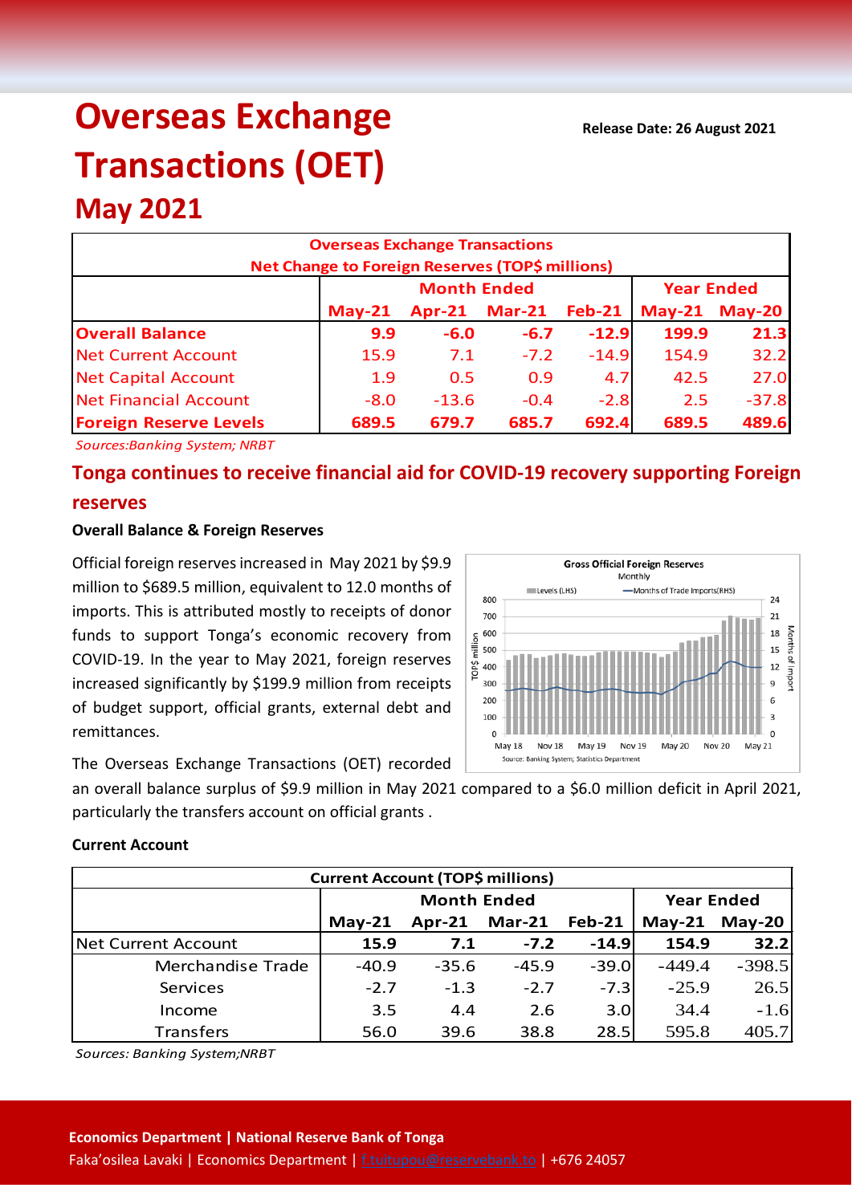# Overseas Exchange Transactions (OET)

## May 2021

**Release Date: 26 August 2021**

| Overseas Exchange Transactions<br>Net Change to Foreign Reserves (TOP$ millions) | | | | | | |
|---|---|---|---|---|---|---|
| | Month Ended | | | | Year Ended | |
| | May-21 | Apr-21 | Mar-21 | Feb-21 | May-21 | May-20 |
| **Overall Balance** | **9.9** | **-6.0** | **-6.7** | **-12.9** | **199.9** | **21.3** |
| Net Current Account | 15.9 | 7.1 | -7.2 | -14.9 | 154.9 | 32.2 |
| Net Capital Account | 1.9 | 0.5 | 0.9 | 4.7 | 42.5 | 27.0 |
| Net Financial Account | -8.0 | -13.6 | -0.4 | -2.8 | 2.5 | -37.8 |
| **Foreign Reserve Levels** | **689.5** | **679.7** | **685.7** | **692.4** | **689.5** | **489.6** |

*Sources:Banking System; NRBT*

## Tonga continues to receive financial aid for COVID-19 recovery supporting Foreign reserves

### Overall Balance & Foreign Reserves

Official foreign reserves increased in May 2021 by $9.9 million to $689.5 million, equivalent to 12.0 months of imports. This is attributed mostly to receipts of donor funds to support Tonga's economic recovery from COVID-19. In the year to May 2021, foreign reserves increased significantly by $199.9 million from receipts of budget support, official grants, external debt and remittances.

The Overseas Exchange Transactions (OET) recorded an overall balance surplus of $9.9 million in May 2021 compared to a $6.0 million deficit in April 2021, particularly the transfers account on official grants .

### Current Account

| Current Account (TOP$ millions) | | | | | | |
|---|---|---|---|---|---|---|
| | Month Ended | | | | Year Ended | |
| | May-21 | Apr-21 | Mar-21 | Feb-21 | May-21 | May-20 |
| Net Current Account | **15.9** | **7.1** | **-7.2** | **-14.9** | **154.9** | **32.2** |
| Merchandise Trade | -40.9 | -35.6 | -45.9 | -39.0 | -449.4 | -398.5 |
| Services | -2.7 | -1.3 | -2.7 | -7.3 | -25.9 | 26.5 |
| Income | 3.5 | 4.4 | 2.6 | 3.0 | 34.4 | -1.6 |
| Transfers | 56.0 | 39.6 | 38.8 | 28.5 | 595.8 | 405.7 |

*Sources: Banking System;NRBT*

**Economics Department | National Reserve Bank of Tonga**
Faka'osilea Lavaki | Economics Department | f.tuitupou@reservebank.to | +676 24057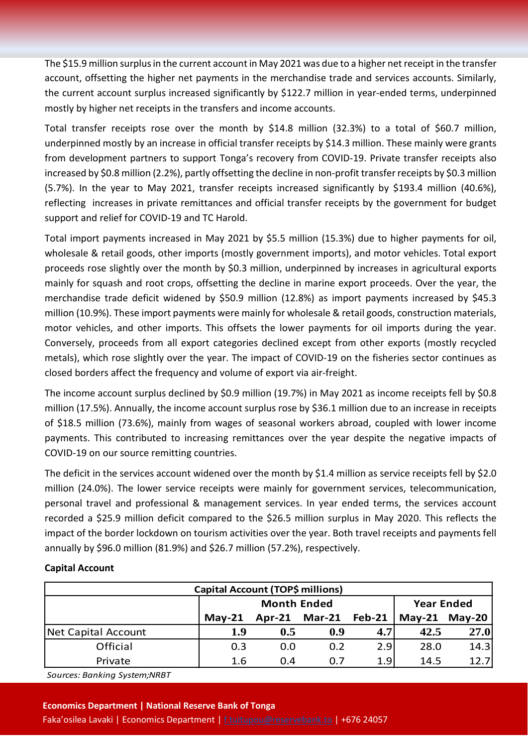The $15.9 million surplus in the current account in May 2021 was due to a higher net receipt in the transfer account, offsetting the higher net payments in the merchandise trade and services accounts. Similarly, the current account surplus increased significantly by $122.7 million in year-ended terms, underpinned mostly by higher net receipts in the transfers and income accounts.

Total transfer receipts rose over the month by $14.8 million (32.3%) to a total of $60.7 million, underpinned mostly by an increase in official transfer receipts by $14.3 million. These mainly were grants from development partners to support Tonga's recovery from COVID-19. Private transfer receipts also increased by $0.8 million (2.2%), partly offsetting the decline in non-profit transfer receipts by $0.3 million (5.7%). In the year to May 2021, transfer receipts increased significantly by $193.4 million (40.6%), reflecting increases in private remittances and official transfer receipts by the government for budget support and relief for COVID-19 and TC Harold.

Total import payments increased in May 2021 by $5.5 million (15.3%) due to higher payments for oil, wholesale & retail goods, other imports (mostly government imports), and motor vehicles. Total export proceeds rose slightly over the month by $0.3 million, underpinned by increases in agricultural exports mainly for squash and root crops, offsetting the decline in marine export proceeds. Over the year, the merchandise trade deficit widened by $50.9 million (12.8%) as import payments increased by $45.3 million (10.9%). These import payments were mainly for wholesale & retail goods, construction materials, motor vehicles, and other imports. This offsets the lower payments for oil imports during the year. Conversely, proceeds from all export categories declined except from other exports (mostly recycled metals), which rose slightly over the year. The impact of COVID-19 on the fisheries sector continues as closed borders affect the frequency and volume of export via air-freight.

The income account surplus declined by $0.9 million (19.7%) in May 2021 as income receipts fell by $0.8 million (17.5%). Annually, the income account surplus rose by $36.1 million due to an increase in receipts of $18.5 million (73.6%), mainly from wages of seasonal workers abroad, coupled with lower income payments. This contributed to increasing remittances over the year despite the negative impacts of COVID-19 on our source remitting countries.

The deficit in the services account widened over the month by $1.4 million as service receipts fell by $2.0 million (24.0%). The lower service receipts were mainly for government services, telecommunication, personal travel and professional & management services. In year ended terms, the services account recorded a $25.9 million deficit compared to the $26.5 million surplus in May 2020. This reflects the impact of the border lockdown on tourism activities over the year. Both travel receipts and payments fell annually by $96.0 million (81.9%) and $26.7 million (57.2%), respectively.

**Capital Account**

| Capital Account (TOP$ millions) | Month Ended | | | | Year Ended | |
|---|---|---|---|---|---|---|
| | May-21 | Apr-21 | Mar-21 | Feb-21 | May-21 | May-20 |
| Net Capital Account | 1.9 | 0.5 | 0.9 | 4.7 | 42.5 | 27.0 |
| Official | 0.3 | 0.0 | 0.2 | 2.9 | 28.0 | 14.3 |
| Private | 1.6 | 0.4 | 0.7 | 1.9 | 14.5 | 12.7 |

*Sources: Banking System;NRBT*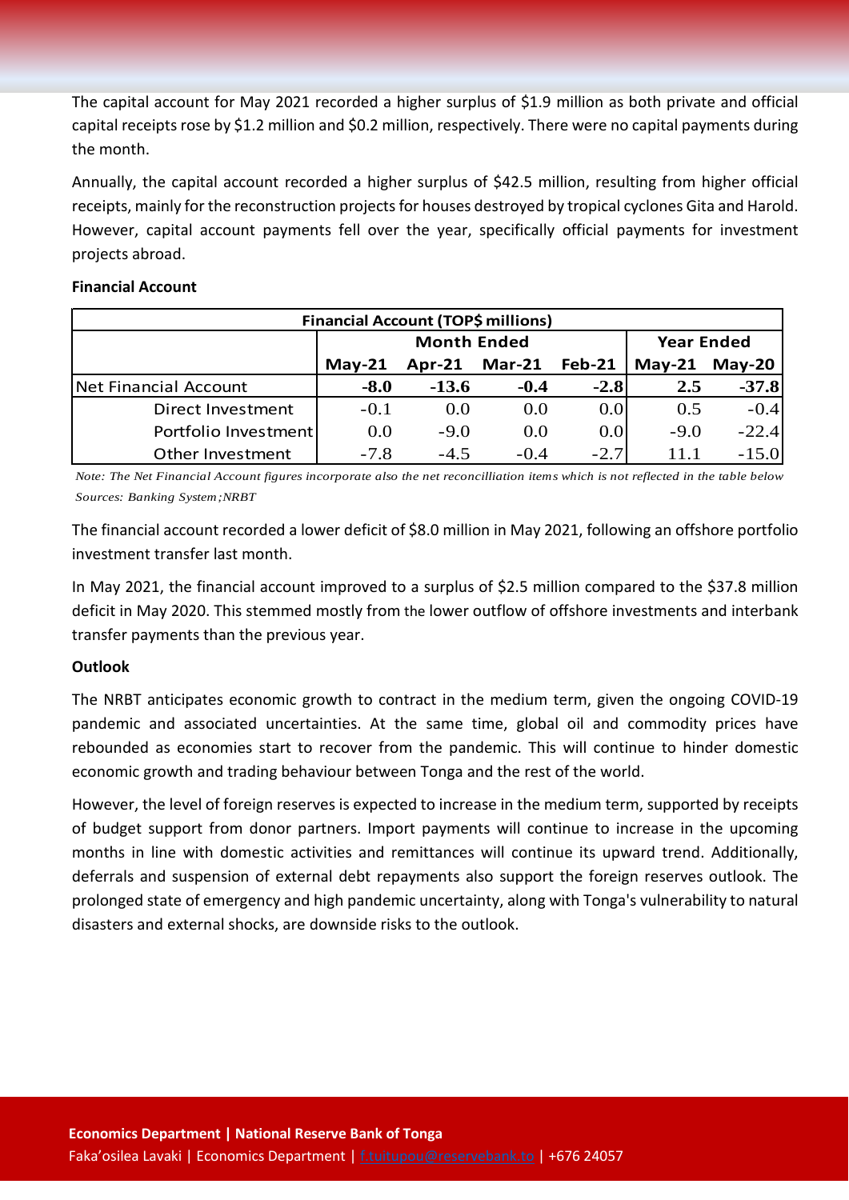The capital account for May 2021 recorded a higher surplus of $1.9 million as both private and official capital receipts rose by $1.2 million and $0.2 million, respectively. There were no capital payments during the month.

Annually, the capital account recorded a higher surplus of $42.5 million, resulting from higher official receipts, mainly for the reconstruction projects for houses destroyed by tropical cyclones Gita and Harold. However, capital account payments fell over the year, specifically official payments for investment projects abroad.

**Financial Account**

| Financial Account (TOP$ millions) | | | | | | |
|---|---|---|---|---|---|---|
| | Month Ended | | | | Year Ended | |
| | May-21 | Apr-21 | Mar-21 | Feb-21 | May-21 | May-20 |
| Net Financial Account | **-8.0** | **-13.6** | **-0.4** | **-2.8** | **2.5** | **-37.8** |
| Direct Investment | -0.1 | 0.0 | 0.0 | 0.0 | 0.5 | -0.4 |
| Portfolio Investment | 0.0 | -9.0 | 0.0 | 0.0 | -9.0 | -22.4 |
| Other Investment | -7.8 | -4.5 | -0.4 | -2.7 | 11.1 | -15.0 |

*Note: The Net Financial Account figures incorporate also the net reconcilliation items which is not reflected in the table below*
*Sources: Banking System ;NRBT*

The financial account recorded a lower deficit of $8.0 million in May 2021, following an offshore portfolio investment transfer last month.

In May 2021, the financial account improved to a surplus of $2.5 million compared to the $37.8 million deficit in May 2020. This stemmed mostly from the lower outflow of offshore investments and interbank transfer payments than the previous year.

**Outlook**

The NRBT anticipates economic growth to contract in the medium term, given the ongoing COVID-19 pandemic and associated uncertainties. At the same time, global oil and commodity prices have rebounded as economies start to recover from the pandemic. This will continue to hinder domestic economic growth and trading behaviour between Tonga and the rest of the world.

However, the level of foreign reserves is expected to increase in the medium term, supported by receipts of budget support from donor partners. Import payments will continue to increase in the upcoming months in line with domestic activities and remittances will continue its upward trend. Additionally, deferrals and suspension of external debt repayments also support the foreign reserves outlook. The prolonged state of emergency and high pandemic uncertainty, along with Tonga's vulnerability to natural disasters and external shocks, are downside risks to the outlook.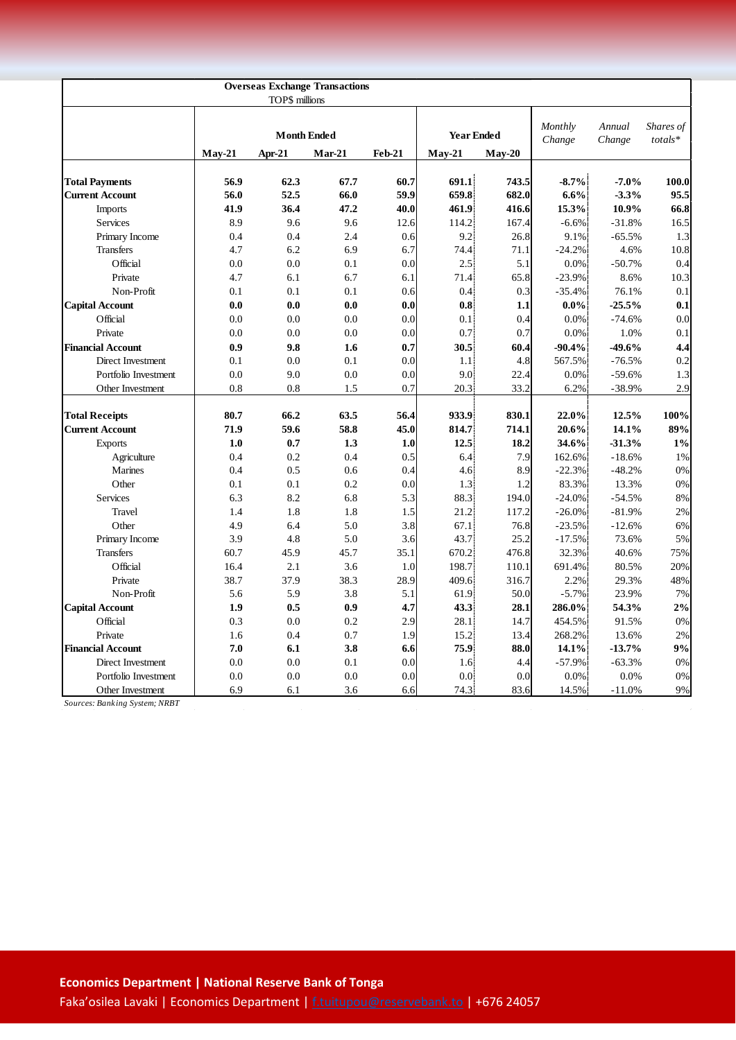**Overseas Exchange Transactions**
TOP$ millions

| | Month Ended | | | | Year Ended | | *Monthly Change* | *Annual Change* | *Shares of totals** |
|---|---|---|---|---|---|---|---|---|---|
| | **May-21** | **Apr-21** | **Mar-21** | **Feb-21** | **May-21** | **May-20** | | | |
| **Total Payments** | **56.9** | **62.3** | **67.7** | **60.7** | **691.1** | **743.5** | **-8.7%** | **-7.0%** | **100.0** |
| **Current Account** | **56.0** | **52.5** | **66.0** | **59.9** | **659.8** | **682.0** | **6.6%** | **-3.3%** | **95.5** |
| Imports | **41.9** | **36.4** | **47.2** | **40.0** | **461.9** | **416.6** | **15.3%** | **10.9%** | **66.8** |
| Services | 8.9 | 9.6 | 9.6 | 12.6 | 114.2 | 167.4 | -6.6% | -31.8% | 16.5 |
| Primary Income | 0.4 | 0.4 | 2.4 | 0.6 | 9.2 | 26.8 | 9.1% | -65.5% | 1.3 |
| Transfers | 4.7 | 6.2 | 6.9 | 6.7 | 74.4 | 71.1 | -24.2% | 4.6% | 10.8 |
| Official | 0.0 | 0.0 | 0.1 | 0.0 | 2.5 | 5.1 | 0.0% | -50.7% | 0.4 |
| Private | 4.7 | 6.1 | 6.7 | 6.1 | 71.4 | 65.8 | -23.9% | 8.6% | 10.3 |
| Non-Profit | 0.1 | 0.1 | 0.1 | 0.6 | 0.4 | 0.3 | -35.4% | 76.1% | 0.1 |
| **Capital Account** | **0.0** | **0.0** | **0.0** | **0.0** | **0.8** | **1.1** | **0.0%** | **-25.5%** | **0.1** |
| Official | 0.0 | 0.0 | 0.0 | 0.0 | 0.1 | 0.4 | 0.0% | -74.6% | 0.0 |
| Private | 0.0 | 0.0 | 0.0 | 0.0 | 0.7 | 0.7 | 0.0% | 1.0% | 0.1 |
| **Financial Account** | **0.9** | **9.8** | **1.6** | **0.7** | **30.5** | **60.4** | **-90.4%** | **-49.6%** | **4.4** |
| Direct Investment | 0.1 | 0.0 | 0.1 | 0.0 | 1.1 | 4.8 | 567.5% | -76.5% | 0.2 |
| Portfolio Investment | 0.0 | 9.0 | 0.0 | 0.0 | 9.0 | 22.4 | 0.0% | -59.6% | 1.3 |
| Other Investment | 0.8 | 0.8 | 1.5 | 0.7 | 20.3 | 33.2 | 6.2% | -38.9% | 2.9 |
| **Total Receipts** | **80.7** | **66.2** | **63.5** | **56.4** | **933.9** | **830.1** | **22.0%** | **12.5%** | **100%** |
| **Current Account** | **71.9** | **59.6** | **58.8** | **45.0** | **814.7** | **714.1** | **20.6%** | **14.1%** | **89%** |
| Exports | **1.0** | **0.7** | **1.3** | **1.0** | **12.5** | **18.2** | **34.6%** | **-31.3%** | **1%** |
| Agriculture | 0.4 | 0.2 | 0.4 | 0.5 | 6.4 | 7.9 | 162.6% | -18.6% | 1% |
| Marines | 0.4 | 0.5 | 0.6 | 0.4 | 4.6 | 8.9 | -22.3% | -48.2% | 0% |
| Other | 0.1 | 0.1 | 0.2 | 0.0 | 1.3 | 1.2 | 83.3% | 13.3% | 0% |
| Services | 6.3 | 8.2 | 6.8 | 5.3 | 88.3 | 194.0 | -24.0% | -54.5% | 8% |
| Travel | 1.4 | 1.8 | 1.8 | 1.5 | 21.2 | 117.2 | -26.0% | -81.9% | 2% |
| Other | 4.9 | 6.4 | 5.0 | 3.8 | 67.1 | 76.8 | -23.5% | -12.6% | 6% |
| Primary Income | 3.9 | 4.8 | 5.0 | 3.6 | 43.7 | 25.2 | -17.5% | 73.6% | 5% |
| Transfers | 60.7 | 45.9 | 45.7 | 35.1 | 670.2 | 476.8 | 32.3% | 40.6% | 75% |
| Official | 16.4 | 2.1 | 3.6 | 1.0 | 198.7 | 110.1 | 691.4% | 80.5% | 20% |
| Private | 38.7 | 37.9 | 38.3 | 28.9 | 409.6 | 316.7 | 2.2% | 29.3% | 48% |
| Non-Profit | 5.6 | 5.9 | 3.8 | 5.1 | 61.9 | 50.0 | -5.7% | 23.9% | 7% |
| **Capital Account** | **1.9** | **0.5** | **0.9** | **4.7** | **43.3** | **28.1** | **286.0%** | **54.3%** | **2%** |
| Official | 0.3 | 0.0 | 0.2 | 2.9 | 28.1 | 14.7 | 454.5% | 91.5% | 0% |
| Private | 1.6 | 0.4 | 0.7 | 1.9 | 15.2 | 13.4 | 268.2% | 13.6% | 2% |
| **Financial Account** | **7.0** | **6.1** | **3.8** | **6.6** | **75.9** | **88.0** | **14.1%** | **-13.7%** | **9%** |
| Direct Investment | 0.0 | 0.0 | 0.1 | 0.0 | 1.6 | 4.4 | -57.9% | -63.3% | 0% |
| Portfolio Investment | 0.0 | 0.0 | 0.0 | 0.0 | 0.0 | 0.0 | 0.0% | 0.0% | 0% |
| Other Investment | 6.9 | 6.1 | 3.6 | 6.6 | 74.3 | 83.6 | 14.5% | -11.0% | 9% |

*Sources: Banking System; NRBT*

**Economics Department | National Reserve Bank of Tonga**

Faka'osilea Lavaki | Economics Department | f.tuitupou@reservebank.to | +676 24057